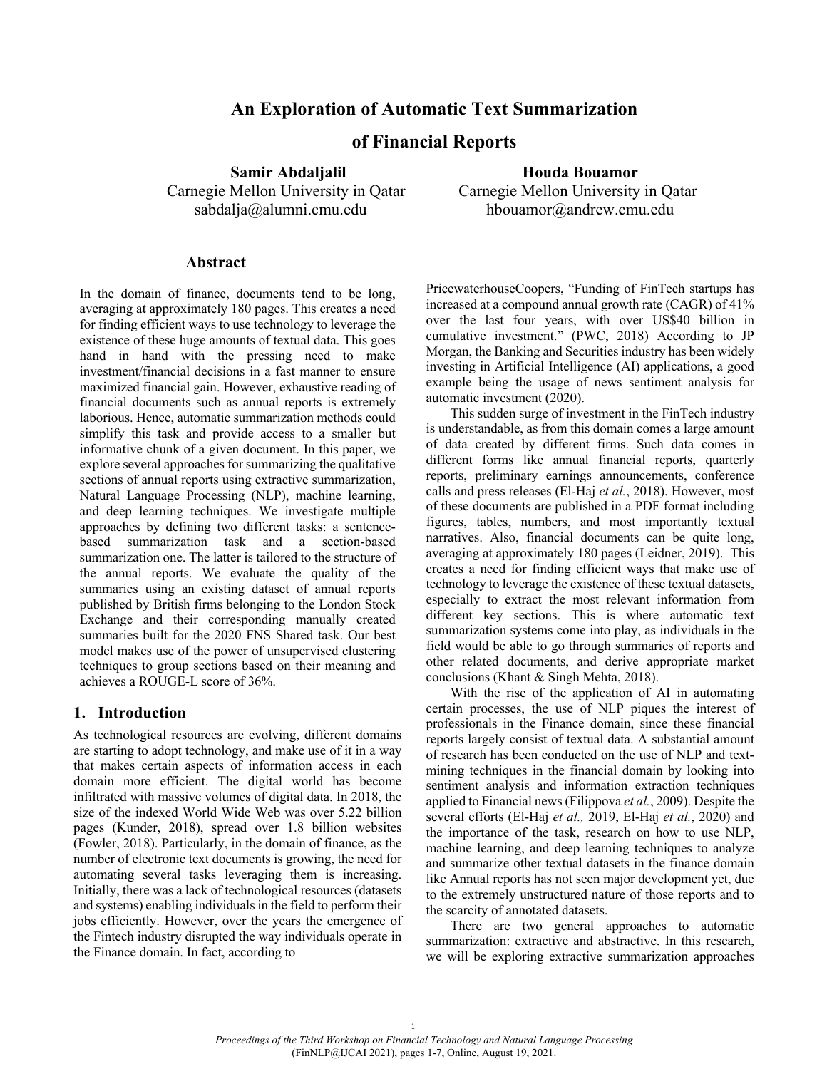# An Exploration of Automatic Text Summarization of Financial Reports

**Samir Abdaljalil**
Carnegie Mellon University in Qatar
sabdalja@alumni.cmu.edu

**Houda Bouamor**
Carnegie Mellon University in Qatar
hbouamor@andrew.cmu.edu

## Abstract

In the domain of finance, documents tend to be long, averaging at approximately 180 pages. This creates a need for finding efficient ways to use technology to leverage the existence of these huge amounts of textual data. This goes hand in hand with the pressing need to make investment/financial decisions in a fast manner to ensure maximized financial gain. However, exhaustive reading of financial documents such as annual reports is extremely laborious. Hence, automatic summarization methods could simplify this task and provide access to a smaller but informative chunk of a given document. In this paper, we explore several approaches for summarizing the qualitative sections of annual reports using extractive summarization, Natural Language Processing (NLP), machine learning, and deep learning techniques. We investigate multiple approaches by defining two different tasks: a sentence-based summarization task and a section-based summarization one. The latter is tailored to the structure of the annual reports. We evaluate the quality of the summaries using an existing dataset of annual reports published by British firms belonging to the London Stock Exchange and their corresponding manually created summaries built for the 2020 FNS Shared task. Our best model makes use of the power of unsupervised clustering techniques to group sections based on their meaning and achieves a ROUGE-L score of 36%.

## 1. Introduction

As technological resources are evolving, different domains are starting to adopt technology, and make use of it in a way that makes certain aspects of information access in each domain more efficient. The digital world has become infiltrated with massive volumes of digital data. In 2018, the size of the indexed World Wide Web was over 5.22 billion pages (Kunder, 2018), spread over 1.8 billion websites (Fowler, 2018). Particularly, in the domain of finance, as the number of electronic text documents is growing, the need for automating several tasks leveraging them is increasing. Initially, there was a lack of technological resources (datasets and systems) enabling individuals in the field to perform their jobs efficiently. However, over the years the emergence of the Fintech industry disrupted the way individuals operate in the Finance domain. In fact, according to PricewaterhouseCoopers, "Funding of FinTech startups has increased at a compound annual growth rate (CAGR) of 41% over the last four years, with over US$40 billion in cumulative investment." (PWC, 2018) According to JP Morgan, the Banking and Securities industry has been widely investing in Artificial Intelligence (AI) applications, a good example being the usage of news sentiment analysis for automatic investment (2020).

This sudden surge of investment in the FinTech industry is understandable, as from this domain comes a large amount of data created by different firms. Such data comes in different forms like annual financial reports, quarterly reports, preliminary earnings announcements, conference calls and press releases (El-Haj *et al.*, 2018). However, most of these documents are published in a PDF format including figures, tables, numbers, and most importantly textual narratives. Also, financial documents can be quite long, averaging at approximately 180 pages (Leidner, 2019). This creates a need for finding efficient ways that make use of technology to leverage the existence of these textual datasets, especially to extract the most relevant information from different key sections. This is where automatic text summarization systems come into play, as individuals in the field would be able to go through summaries of reports and other related documents, and derive appropriate market conclusions (Khant & Singh Mehta, 2018).

With the rise of the application of AI in automating certain processes, the use of NLP piques the interest of professionals in the Finance domain, since these financial reports largely consist of textual data. A substantial amount of research has been conducted on the use of NLP and text-mining techniques in the financial domain by looking into sentiment analysis and information extraction techniques applied to Financial news (Filippova *et al.*, 2009). Despite the several efforts (El-Haj *et al.,* 2019, El-Haj *et al.*, 2020) and the importance of the task, research on how to use NLP, machine learning, and deep learning techniques to analyze and summarize other textual datasets in the finance domain like Annual reports has not seen major development yet, due to the extremely unstructured nature of those reports and to the scarcity of annotated datasets.

There are two general approaches to automatic summarization: extractive and abstractive. In this research, we will be exploring extractive summarization approaches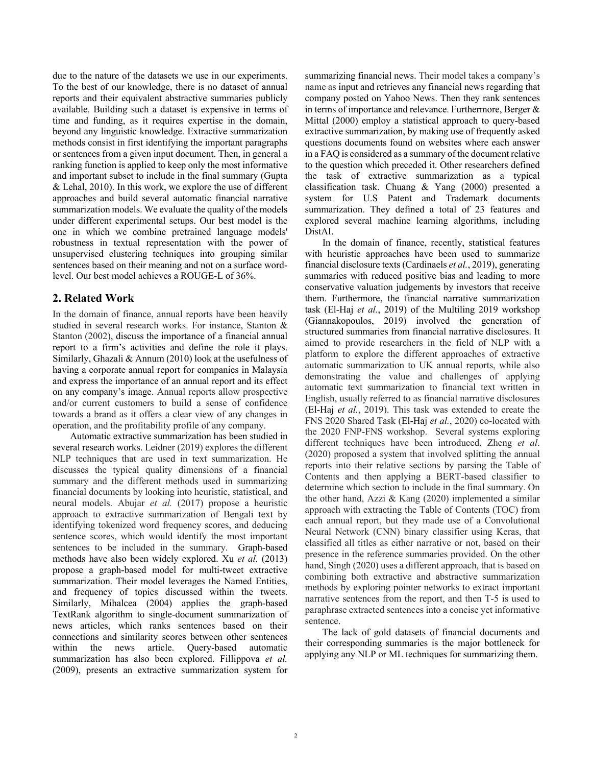due to the nature of the datasets we use in our experiments. To the best of our knowledge, there is no dataset of annual reports and their equivalent abstractive summaries publicly available. Building such a dataset is expensive in terms of time and funding, as it requires expertise in the domain, beyond any linguistic knowledge. Extractive summarization methods consist in first identifying the important paragraphs or sentences from a given input document. Then, in general a ranking function is applied to keep only the most informative and important subset to include in the final summary (Gupta & Lehal, 2010). In this work, we explore the use of different approaches and build several automatic financial narrative summarization models. We evaluate the quality of the models under different experimental setups. Our best model is the one in which we combine pretrained language models' robustness in textual representation with the power of unsupervised clustering techniques into grouping similar sentences based on their meaning and not on a surface word-level. Our best model achieves a ROUGE-L of 36%.

## 2. Related Work

In the domain of finance, annual reports have been heavily studied in several research works. For instance, Stanton & Stanton (2002), discuss the importance of a financial annual report to a firm's activities and define the role it plays. Similarly, Ghazali & Annum (2010) look at the usefulness of having a corporate annual report for companies in Malaysia and express the importance of an annual report and its effect on any company's image. Annual reports allow prospective and/or current customers to build a sense of confidence towards a brand as it offers a clear view of any changes in operation, and the profitability profile of any company.

Automatic extractive summarization has been studied in several research works. Leidner (2019) explores the different NLP techniques that are used in text summarization. He discusses the typical quality dimensions of a financial summary and the different methods used in summarizing financial documents by looking into heuristic, statistical, and neural models. Abujar *et al.* (2017) propose a heuristic approach to extractive summarization of Bengali text by identifying tokenized word frequency scores, and deducing sentence scores, which would identify the most important sentences to be included in the summary. Graph-based methods have also been widely explored. Xu *et al.* (2013) propose a graph-based model for multi-tweet extractive summarization. Their model leverages the Named Entities, and frequency of topics discussed within the tweets. Similarly, Mihalcea (2004) applies the graph-based TextRank algorithm to single-document summarization of news articles, which ranks sentences based on their connections and similarity scores between other sentences within the news article. Query-based automatic summarization has also been explored. Fillippova *et al.* (2009), presents an extractive summarization system for summarizing financial news. Their model takes a company's name as input and retrieves any financial news regarding that company posted on Yahoo News. Then they rank sentences in terms of importance and relevance. Furthermore, Berger & Mittal (2000) employ a statistical approach to query-based extractive summarization, by making use of frequently asked questions documents found on websites where each answer in a FAQ is considered as a summary of the document relative to the question which preceded it. Other researchers defined the task of extractive summarization as a typical classification task. Chuang & Yang (2000) presented a system for U.S Patent and Trademark documents summarization. They defined a total of 23 features and explored several machine learning algorithms, including DistAI.

In the domain of finance, recently, statistical features with heuristic approaches have been used to summarize financial disclosure texts (Cardinaels *et al.*, 2019), generating summaries with reduced positive bias and leading to more conservative valuation judgements by investors that receive them. Furthermore, the financial narrative summarization task (El-Haj *et al.*, 2019) of the Multiling 2019 workshop (Giannakopoulos, 2019) involved the generation of structured summaries from financial narrative disclosures. It aimed to provide researchers in the field of NLP with a platform to explore the different approaches of extractive automatic summarization to UK annual reports, while also demonstrating the value and challenges of applying automatic text summarization to financial text written in English, usually referred to as financial narrative disclosures (El-Haj *et al.*, 2019). This task was extended to create the FNS 2020 Shared Task (El-Haj *et al.*, 2020) co-located with the 2020 FNP-FNS workshop. Several systems exploring different techniques have been introduced. Zheng *et al*. (2020) proposed a system that involved splitting the annual reports into their relative sections by parsing the Table of Contents and then applying a BERT-based classifier to determine which section to include in the final summary. On the other hand, Azzi & Kang (2020) implemented a similar approach with extracting the Table of Contents (TOC) from each annual report, but they made use of a Convolutional Neural Network (CNN) binary classifier using Keras, that classified all titles as either narrative or not, based on their presence in the reference summaries provided. On the other hand, Singh (2020) uses a different approach, that is based on combining both extractive and abstractive summarization methods by exploring pointer networks to extract important narrative sentences from the report, and then T-5 is used to paraphrase extracted sentences into a concise yet informative sentence.

The lack of gold datasets of financial documents and their corresponding summaries is the major bottleneck for applying any NLP or ML techniques for summarizing them.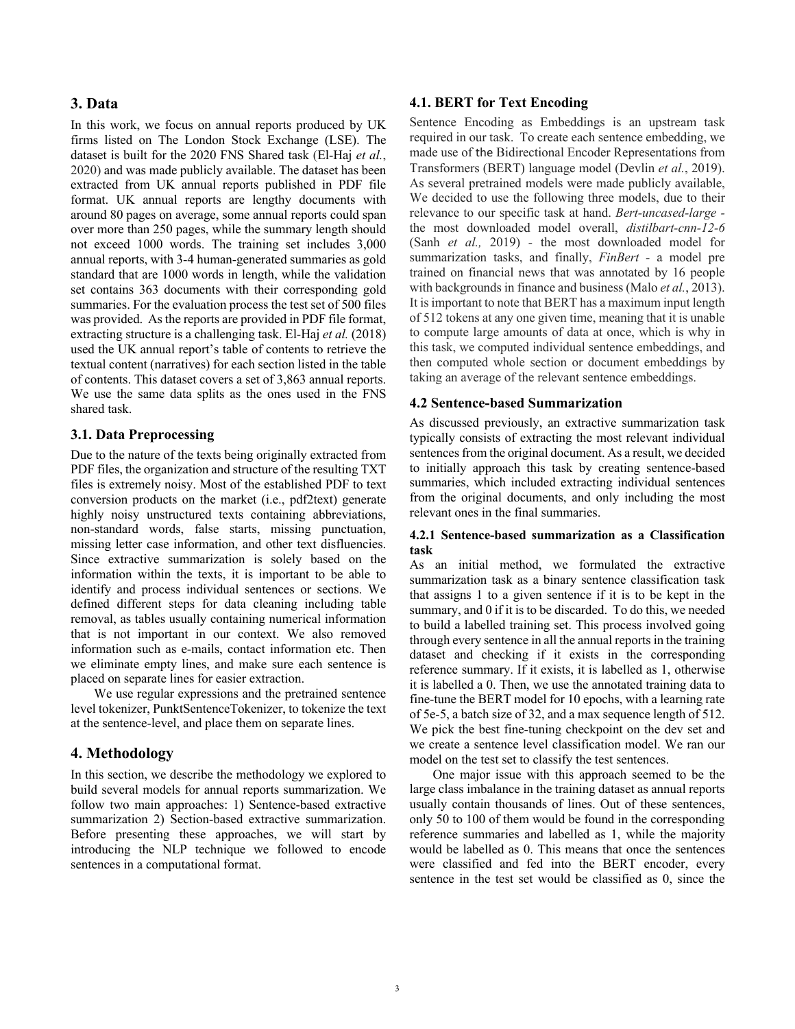## 3. Data

In this work, we focus on annual reports produced by UK firms listed on The London Stock Exchange (LSE). The dataset is built for the 2020 FNS Shared task (El-Haj *et al.*, 2020) and was made publicly available. The dataset has been extracted from UK annual reports published in PDF file format. UK annual reports are lengthy documents with around 80 pages on average, some annual reports could span over more than 250 pages, while the summary length should not exceed 1000 words. The training set includes 3,000 annual reports, with 3-4 human-generated summaries as gold standard that are 1000 words in length, while the validation set contains 363 documents with their corresponding gold summaries. For the evaluation process the test set of 500 files was provided. As the reports are provided in PDF file format, extracting structure is a challenging task. El-Haj *et al.* (2018) used the UK annual report's table of contents to retrieve the textual content (narratives) for each section listed in the table of contents. This dataset covers a set of 3,863 annual reports. We use the same data splits as the ones used in the FNS shared task.

### 3.1. Data Preprocessing

Due to the nature of the texts being originally extracted from PDF files, the organization and structure of the resulting TXT files is extremely noisy. Most of the established PDF to text conversion products on the market (i.e., pdf2text) generate highly noisy unstructured texts containing abbreviations, non-standard words, false starts, missing punctuation, missing letter case information, and other text disfluencies. Since extractive summarization is solely based on the information within the texts, it is important to be able to identify and process individual sentences or sections. We defined different steps for data cleaning including table removal, as tables usually containing numerical information that is not important in our context. We also removed information such as e-mails, contact information etc. Then we eliminate empty lines, and make sure each sentence is placed on separate lines for easier extraction.

We use regular expressions and the pretrained sentence level tokenizer, PunktSentenceTokenizer, to tokenize the text at the sentence-level, and place them on separate lines.

## 4. Methodology

In this section, we describe the methodology we explored to build several models for annual reports summarization. We follow two main approaches: 1) Sentence-based extractive summarization 2) Section-based extractive summarization. Before presenting these approaches, we will start by introducing the NLP technique we followed to encode sentences in a computational format.

### 4.1. BERT for Text Encoding

Sentence Encoding as Embeddings is an upstream task required in our task. To create each sentence embedding, we made use of the Bidirectional Encoder Representations from Transformers (BERT) language model (Devlin *et al.*, 2019). As several pretrained models were made publicly available, We decided to use the following three models, due to their relevance to our specific task at hand. *Bert-uncased-large* - the most downloaded model overall, *distilbart-cnn-12-6* (Sanh *et al.,* 2019) - the most downloaded model for summarization tasks, and finally, *FinBert* - a model pre trained on financial news that was annotated by 16 people with backgrounds in finance and business (Malo *et al.*, 2013). It is important to note that BERT has a maximum input length of 512 tokens at any one given time, meaning that it is unable to compute large amounts of data at once, which is why in this task, we computed individual sentence embeddings, and then computed whole section or document embeddings by taking an average of the relevant sentence embeddings.

### 4.2 Sentence-based Summarization

As discussed previously, an extractive summarization task typically consists of extracting the most relevant individual sentences from the original document. As a result, we decided to initially approach this task by creating sentence-based summaries, which included extracting individual sentences from the original documents, and only including the most relevant ones in the final summaries.

#### 4.2.1 Sentence-based summarization as a Classification task

As an initial method, we formulated the extractive summarization task as a binary sentence classification task that assigns 1 to a given sentence if it is to be kept in the summary, and 0 if it is to be discarded. To do this, we needed to build a labelled training set. This process involved going through every sentence in all the annual reports in the training dataset and checking if it exists in the corresponding reference summary. If it exists, it is labelled as 1, otherwise it is labelled a 0. Then, we use the annotated training data to fine-tune the BERT model for 10 epochs, with a learning rate of 5e-5, a batch size of 32, and a max sequence length of 512. We pick the best fine-tuning checkpoint on the dev set and we create a sentence level classification model. We ran our model on the test set to classify the test sentences.

One major issue with this approach seemed to be the large class imbalance in the training dataset as annual reports usually contain thousands of lines. Out of these sentences, only 50 to 100 of them would be found in the corresponding reference summaries and labelled as 1, while the majority would be labelled as 0. This means that once the sentences were classified and fed into the BERT encoder, every sentence in the test set would be classified as 0, since the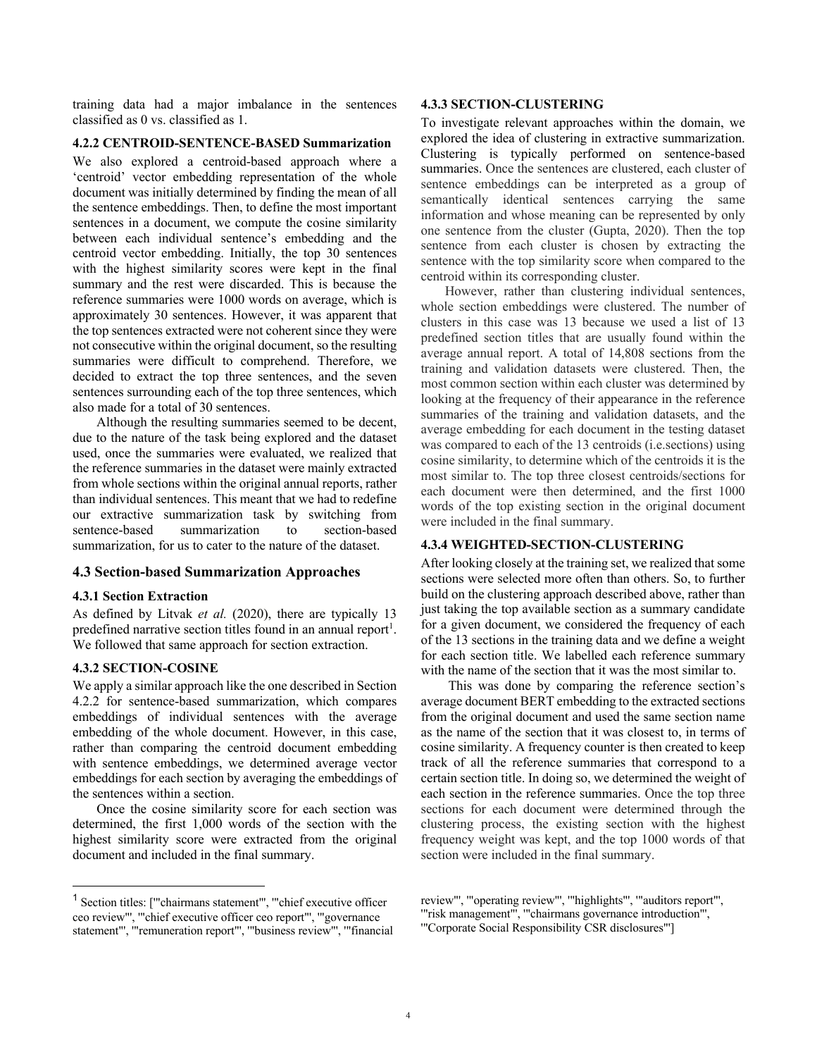training data had a major imbalance in the sentences classified as 0 vs. classified as 1.

#### 4.2.2 CENTROID-SENTENCE-BASED Summarization

We also explored a centroid-based approach where a 'centroid' vector embedding representation of the whole document was initially determined by finding the mean of all the sentence embeddings. Then, to define the most important sentences in a document, we compute the cosine similarity between each individual sentence's embedding and the centroid vector embedding. Initially, the top 30 sentences with the highest similarity scores were kept in the final summary and the rest were discarded. This is because the reference summaries were 1000 words on average, which is approximately 30 sentences. However, it was apparent that the top sentences extracted were not coherent since they were not consecutive within the original document, so the resulting summaries were difficult to comprehend. Therefore, we decided to extract the top three sentences, and the seven sentences surrounding each of the top three sentences, which also made for a total of 30 sentences.

Although the resulting summaries seemed to be decent, due to the nature of the task being explored and the dataset used, once the summaries were evaluated, we realized that the reference summaries in the dataset were mainly extracted from whole sections within the original annual reports, rather than individual sentences. This meant that we had to redefine our extractive summarization task by switching from sentence-based summarization to section-based summarization, for us to cater to the nature of the dataset.

### 4.3 Section-based Summarization Approaches

#### 4.3.1 Section Extraction

As defined by Litvak *et al.* (2020), there are typically 13 predefined narrative section titles found in an annual report[1]. We followed that same approach for section extraction.

#### 4.3.2 SECTION-COSINE

We apply a similar approach like the one described in Section 4.2.2 for sentence-based summarization, which compares embeddings of individual sentences with the average embedding of the whole document. However, in this case, rather than comparing the centroid document embedding with sentence embeddings, we determined average vector embeddings for each section by averaging the embeddings of the sentences within a section.

Once the cosine similarity score for each section was determined, the first 1,000 words of the section with the highest similarity score were extracted from the original document and included in the final summary.

#### 4.3.3 SECTION-CLUSTERING

To investigate relevant approaches within the domain, we explored the idea of clustering in extractive summarization. Clustering is typically performed on sentence-based summaries. Once the sentences are clustered, each cluster of sentence embeddings can be interpreted as a group of semantically identical sentences carrying the same information and whose meaning can be represented by only one sentence from the cluster (Gupta, 2020). Then the top sentence from each cluster is chosen by extracting the sentence with the top similarity score when compared to the centroid within its corresponding cluster.

However, rather than clustering individual sentences, whole section embeddings were clustered. The number of clusters in this case was 13 because we used a list of 13 predefined section titles that are usually found within the average annual report. A total of 14,808 sections from the training and validation datasets were clustered. Then, the most common section within each cluster was determined by looking at the frequency of their appearance in the reference summaries of the training and validation datasets, and the average embedding for each document in the testing dataset was compared to each of the 13 centroids (i.e.sections) using cosine similarity, to determine which of the centroids it is the most similar to. The top three closest centroids/sections for each document were then determined, and the first 1000 words of the top existing section in the original document were included in the final summary.

#### 4.3.4 WEIGHTED-SECTION-CLUSTERING

After looking closely at the training set, we realized that some sections were selected more often than others. So, to further build on the clustering approach described above, rather than just taking the top available section as a summary candidate for a given document, we considered the frequency of each of the 13 sections in the training data and we define a weight for each section title. We labelled each reference summary with the name of the section that it was the most similar to.

This was done by comparing the reference section's average document BERT embedding to the extracted sections from the original document and used the same section name as the name of the section that it was closest to, in terms of cosine similarity. A frequency counter is then created to keep track of all the reference summaries that correspond to a certain section title. In doing so, we determined the weight of each section in the reference summaries. Once the top three sections for each document were determined through the clustering process, the existing section with the highest frequency weight was kept, and the top 1000 words of that section were included in the final summary.

---

[1] Section titles: ['"chairmans statement"', '"chief executive officer ceo review"', '"chief executive officer ceo report"', '"governance statement"', '"remuneration report"', '"business review"', '"financial review"', '"operating review"', '"highlights"', '"auditors report"', '"risk management"', '"chairmans governance introduction"', '"Corporate Social Responsibility CSR disclosures"']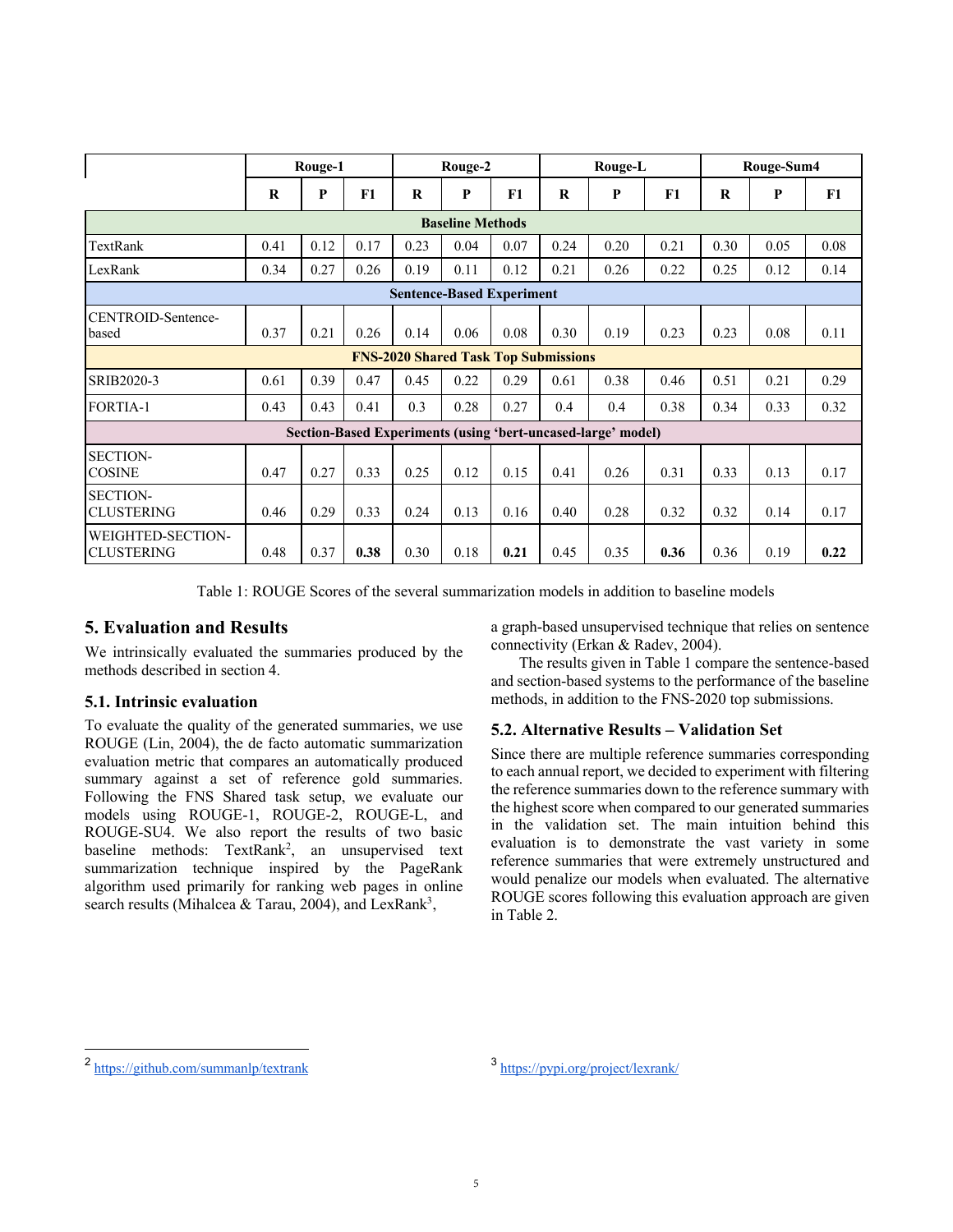| | Rouge-1 | | | Rouge-2 | | | Rouge-L | | | Rouge-Sum4 | | |
|---|---|---|---|---|---|---|---|---|---|---|---|---|
| | **R** | **P** | **F1** | **R** | **P** | **F1** | **R** | **P** | **F1** | **R** | **P** | **F1** |
| **Baseline Methods** | | | | | | | | | | | | |
| TextRank | 0.41 | 0.12 | 0.17 | 0.23 | 0.04 | 0.07 | 0.24 | 0.20 | 0.21 | 0.30 | 0.05 | 0.08 |
| LexRank | 0.34 | 0.27 | 0.26 | 0.19 | 0.11 | 0.12 | 0.21 | 0.26 | 0.22 | 0.25 | 0.12 | 0.14 |
| **Sentence-Based Experiment** | | | | | | | | | | | | |
| CENTROID-Sentence-based | 0.37 | 0.21 | 0.26 | 0.14 | 0.06 | 0.08 | 0.30 | 0.19 | 0.23 | 0.23 | 0.08 | 0.11 |
| **FNS-2020 Shared Task Top Submissions** | | | | | | | | | | | | |
| SRIB2020-3 | 0.61 | 0.39 | 0.47 | 0.45 | 0.22 | 0.29 | 0.61 | 0.38 | 0.46 | 0.51 | 0.21 | 0.29 |
| FORTIA-1 | 0.43 | 0.43 | 0.41 | 0.3 | 0.28 | 0.27 | 0.4 | 0.4 | 0.38 | 0.34 | 0.33 | 0.32 |
| **Section-Based Experiments (using 'bert-uncased-large' model)** | | | | | | | | | | | | |
| SECTION-COSINE | 0.47 | 0.27 | 0.33 | 0.25 | 0.12 | 0.15 | 0.41 | 0.26 | 0.31 | 0.33 | 0.13 | 0.17 |
| SECTION-CLUSTERING | 0.46 | 0.29 | 0.33 | 0.24 | 0.13 | 0.16 | 0.40 | 0.28 | 0.32 | 0.32 | 0.14 | 0.17 |
| WEIGHTED-SECTION-CLUSTERING | 0.48 | 0.37 | **0.38** | 0.30 | 0.18 | **0.21** | 0.45 | 0.35 | **0.36** | 0.36 | 0.19 | **0.22** |

Table 1: ROUGE Scores of the several summarization models in addition to baseline models

## 5. Evaluation and Results

We intrinsically evaluated the summaries produced by the methods described in section 4.

### 5.1. Intrinsic evaluation

To evaluate the quality of the generated summaries, we use ROUGE (Lin, 2004), the de facto automatic summarization evaluation metric that compares an automatically produced summary against a set of reference gold summaries. Following the FNS Shared task setup, we evaluate our models using ROUGE-1, ROUGE-2, ROUGE-L, and ROUGE-SU4. We also report the results of two basic baseline methods: TextRank[2], an unsupervised text summarization technique inspired by the PageRank algorithm used primarily for ranking web pages in online search results (Mihalcea & Tarau, 2004), and LexRank[3], a graph-based unsupervised technique that relies on sentence connectivity (Erkan & Radev, 2004).

The results given in Table 1 compare the sentence-based and section-based systems to the performance of the baseline methods, in addition to the FNS-2020 top submissions.

### 5.2. Alternative Results – Validation Set

Since there are multiple reference summaries corresponding to each annual report, we decided to experiment with filtering the reference summaries down to the reference summary with the highest score when compared to our generated summaries in the validation set. The main intuition behind this evaluation is to demonstrate the vast variety in some reference summaries that were extremely unstructured and would penalize our models when evaluated. The alternative ROUGE scores following this evaluation approach are given in Table 2.

[2] https://github.com/summanlp/textrank

[3] https://pypi.org/project/lexrank/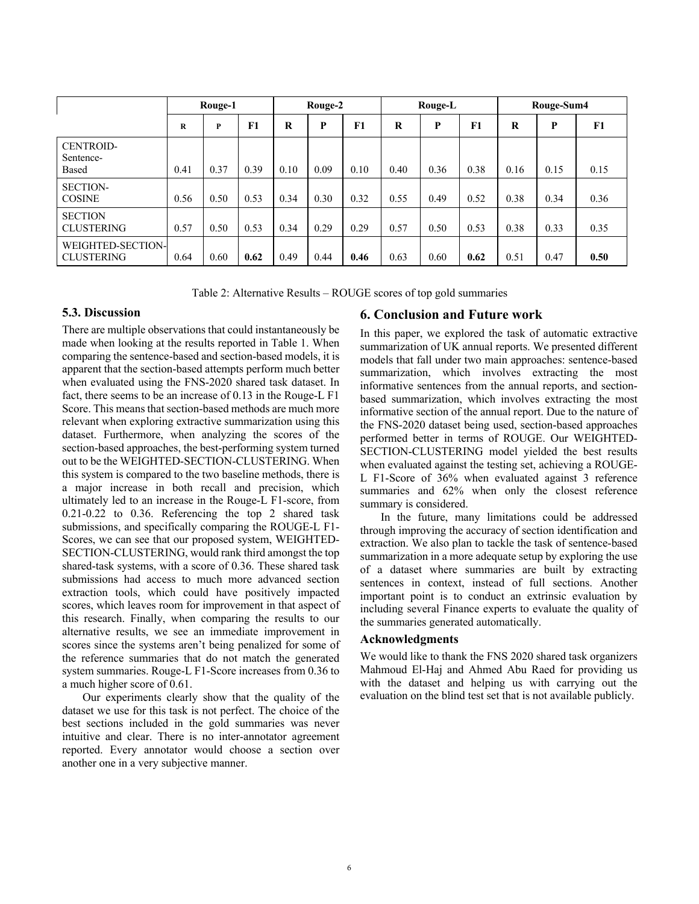| | Rouge-1 | | | Rouge-2 | | | Rouge-L | | | Rouge-Sum4 | | |
|---|---|---|---|---|---|---|---|---|---|---|---|---|
| | R | P | F1 | R | P | F1 | R | P | F1 | R | P | F1 |
| CENTROID-Sentence-Based | 0.41 | 0.37 | 0.39 | 0.10 | 0.09 | 0.10 | 0.40 | 0.36 | 0.38 | 0.16 | 0.15 | 0.15 |
| SECTION-COSINE | 0.56 | 0.50 | 0.53 | 0.34 | 0.30 | 0.32 | 0.55 | 0.49 | 0.52 | 0.38 | 0.34 | 0.36 |
| SECTION CLUSTERING | 0.57 | 0.50 | 0.53 | 0.34 | 0.29 | 0.29 | 0.57 | 0.50 | 0.53 | 0.38 | 0.33 | 0.35 |
| WEIGHTED-SECTION-CLUSTERING | 0.64 | 0.60 | **0.62** | 0.49 | 0.44 | **0.46** | 0.63 | 0.60 | **0.62** | 0.51 | 0.47 | **0.50** |

Table 2: Alternative Results – ROUGE scores of top gold summaries

### 5.3. Discussion

There are multiple observations that could instantaneously be made when looking at the results reported in Table 1. When comparing the sentence-based and section-based models, it is apparent that the section-based attempts perform much better when evaluated using the FNS-2020 shared task dataset. In fact, there seems to be an increase of 0.13 in the Rouge-L F1 Score. This means that section-based methods are much more relevant when exploring extractive summarization using this dataset. Furthermore, when analyzing the scores of the section-based approaches, the best-performing system turned out to be the WEIGHTED-SECTION-CLUSTERING. When this system is compared to the two baseline methods, there is a major increase in both recall and precision, which ultimately led to an increase in the Rouge-L F1-score, from 0.21-0.22 to 0.36. Referencing the top 2 shared task submissions, and specifically comparing the ROUGE-L F1-Scores, we can see that our proposed system, WEIGHTED-SECTION-CLUSTERING, would rank third amongst the top shared-task systems, with a score of 0.36. These shared task submissions had access to much more advanced section extraction tools, which could have positively impacted scores, which leaves room for improvement in that aspect of this research. Finally, when comparing the results to our alternative results, we see an immediate improvement in scores since the systems aren't being penalized for some of the reference summaries that do not match the generated system summaries. Rouge-L F1-Score increases from 0.36 to a much higher score of 0.61.

Our experiments clearly show that the quality of the dataset we use for this task is not perfect. The choice of the best sections included in the gold summaries was never intuitive and clear. There is no inter-annotator agreement reported. Every annotator would choose a section over another one in a very subjective manner.

## 6. Conclusion and Future work

In this paper, we explored the task of automatic extractive summarization of UK annual reports. We presented different models that fall under two main approaches: sentence-based summarization, which involves extracting the most informative sentences from the annual reports, and section-based summarization, which involves extracting the most informative section of the annual report. Due to the nature of the FNS-2020 dataset being used, section-based approaches performed better in terms of ROUGE. Our WEIGHTED-SECTION-CLUSTERING model yielded the best results when evaluated against the testing set, achieving a ROUGE-L F1-Score of 36% when evaluated against 3 reference summaries and 62% when only the closest reference summary is considered.

In the future, many limitations could be addressed through improving the accuracy of section identification and extraction. We also plan to tackle the task of sentence-based summarization in a more adequate setup by exploring the use of a dataset where summaries are built by extracting sentences in context, instead of full sections. Another important point is to conduct an extrinsic evaluation by including several Finance experts to evaluate the quality of the summaries generated automatically.

### Acknowledgments

We would like to thank the FNS 2020 shared task organizers Mahmoud El-Haj and Ahmed Abu Raed for providing us with the dataset and helping us with carrying out the evaluation on the blind test set that is not available publicly.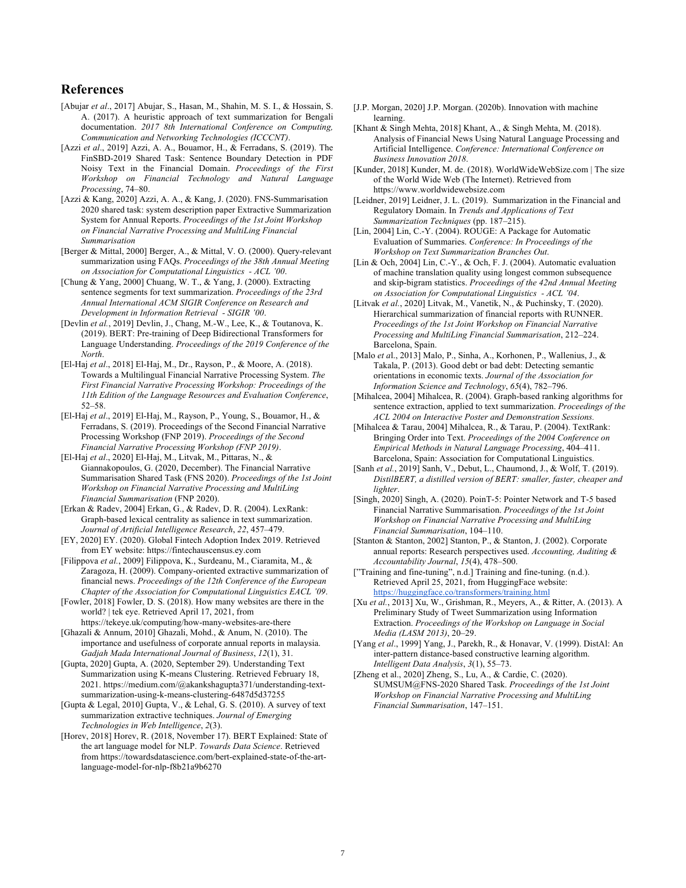## References

[Abujar *et al*., 2017] Abujar, S., Hasan, M., Shahin, M. S. I., & Hossain, S. A. (2017). A heuristic approach of text summarization for Bengali documentation. *2017 8th International Conference on Computing, Communication and Networking Technologies (ICCCNT)*.

[Azzi *et al*., 2019] Azzi, A. A., Bouamor, H., & Ferradans, S. (2019). The FinSBD-2019 Shared Task: Sentence Boundary Detection in PDF Noisy Text in the Financial Domain. *Proceedings of the First Workshop on Financial Technology and Natural Language Processing*, 74–80.

[Azzi & Kang, 2020] Azzi, A. A., & Kang, J. (2020). FNS-Summarisation 2020 shared task: system description paper Extractive Summarization System for Annual Reports. *Proceedings of the 1st Joint Workshop on Financial Narrative Processing and MultiLing Financial Summarisation*

[Berger & Mittal, 2000] Berger, A., & Mittal, V. O. (2000). Query-relevant summarization using FAQs. *Proceedings of the 38th Annual Meeting on Association for Computational Linguistics - ACL '00*.

[Chung & Yang, 2000] Chuang, W. T., & Yang, J. (2000). Extracting sentence segments for text summarization. *Proceedings of the 23rd Annual International ACM SIGIR Conference on Research and Development in Information Retrieval - SIGIR '00*.

[Devlin *et al.*, 2019] Devlin, J., Chang, M.-W., Lee, K., & Toutanova, K. (2019). BERT: Pre-training of Deep Bidirectional Transformers for Language Understanding. *Proceedings of the 2019 Conference of the North*.

[El-Haj *et al*., 2018] El-Haj, M., Dr., Rayson, P., & Moore, A. (2018). Towards a Multilingual Financial Narrative Processing System. *The First Financial Narrative Processing Workshop: Proceedings of the 11th Edition of the Language Resources and Evaluation Conference*, 52–58.

[El-Haj *et al*., 2019] El-Haj, M., Rayson, P., Young, S., Bouamor, H., & Ferradans, S. (2019). Proceedings of the Second Financial Narrative Processing Workshop (FNP 2019). *Proceedings of the Second Financial Narrative Processing Workshop (FNP 2019)*.

[El-Haj *et al*., 2020] El-Haj, M., Litvak, M., Pittaras, N., & Giannakopoulos, G. (2020, December). The Financial Narrative Summarisation Shared Task (FNS 2020). *Proceedings of the 1st Joint Workshop on Financial Narrative Processing and MultiLing Financial Summarisation* (FNP 2020).

[Erkan & Radev, 2004] Erkan, G., & Radev, D. R. (2004). LexRank: Graph-based lexical centrality as salience in text summarization. *Journal of Artificial Intelligence Research*, *22*, 457–479.

[EY, 2020] EY. (2020). Global Fintech Adoption Index 2019. Retrieved from EY website: https://fintechauscensus.ey.com

[Filippova *et al.*, 2009] Filippova, K., Surdeanu, M., Ciaramita, M., & Zaragoza, H. (2009). Company-oriented extractive summarization of financial news. *Proceedings of the 12th Conference of the European Chapter of the Association for Computational Linguistics EACL '09*.

[Fowler, 2018] Fowler, D. S. (2018). How many websites are there in the world? | tek eye. Retrieved April 17, 2021, from https://tekeye.uk/computing/how-many-websites-are-there

[Ghazali & Annum, 2010] Ghazali, Mohd., & Anum, N. (2010). The importance and usefulness of corporate annual reports in malaysia. *Gadjah Mada International Journal of Business*, *12*(1), 31.

[Gupta, 2020] Gupta, A. (2020, September 29). Understanding Text Summarization using K-means Clustering. Retrieved February 18, 2021. https://medium.com/@akankshagupta371/understanding-text-summarization-using-k-means-clustering-6487d5d37255

[Gupta & Legal, 2010] Gupta, V., & Lehal, G. S. (2010). A survey of text summarization extractive techniques. *Journal of Emerging Technologies in Web Intelligence*, *2*(3).

[Horev, 2018] Horev, R. (2018, November 17). BERT Explained: State of the art language model for NLP. *Towards Data Science*. Retrieved from https://towardsdatascience.com/bert-explained-state-of-the-art-language-model-for-nlp-f8b21a9b6270

[J.P. Morgan, 2020] J.P. Morgan. (2020b). Innovation with machine learning.

[Khant & Singh Mehta, 2018] Khant, A., & Singh Mehta, M. (2018). Analysis of Financial News Using Natural Language Processing and Artificial Intelligence. *Conference: International Conference on Business Innovation 2018*.

[Kunder, 2018] Kunder, M. de. (2018). WorldWideWebSize.com | The size of the World Wide Web (The Internet). Retrieved from https://www.worldwidewebsize.com

[Leidner, 2019] Leidner, J. L. (2019). Summarization in the Financial and Regulatory Domain. In *Trends and Applications of Text Summarization Techniques* (pp. 187–215).

[Lin, 2004] Lin, C.-Y. (2004). ROUGE: A Package for Automatic Evaluation of Summaries. *Conference: In Proceedings of the Workshop on Text Summarization Branches Out*.

[Lin & Och, 2004] Lin, C.-Y., & Och, F. J. (2004). Automatic evaluation of machine translation quality using longest common subsequence and skip-bigram statistics. *Proceedings of the 42nd Annual Meeting on Association for Computational Linguistics - ACL '04*.

[Litvak *et al.*, 2020] Litvak, M., Vanetik, N., & Puchinsky, T. (2020). Hierarchical summarization of financial reports with RUNNER. *Proceedings of the 1st Joint Workshop on Financial Narrative Processing and MultiLing Financial Summarisation*, 212–224. Barcelona, Spain.

[Malo *et a*l., 2013] Malo, P., Sinha, A., Korhonen, P., Wallenius, J., & Takala, P. (2013). Good debt or bad debt: Detecting semantic orientations in economic texts. *Journal of the Association for Information Science and Technology*, *65*(4), 782–796.

[Mihalcea, 2004] Mihalcea, R. (2004). Graph-based ranking algorithms for sentence extraction, applied to text summarization. *Proceedings of the ACL 2004 on Interactive Poster and Demonstration Sessions.*

[Mihalcea & Tarau, 2004] Mihalcea, R., & Tarau, P. (2004). TextRank: Bringing Order into Text. *Proceedings of the 2004 Conference on Empirical Methods in Natural Language Processing*, 404–411. Barcelona, Spain: Association for Computational Linguistics.

[Sanh *et al.*, 2019] Sanh, V., Debut, L., Chaumond, J., & Wolf, T. (2019). *DistilBERT, a distilled version of BERT: smaller, faster, cheaper and lighter*.

[Singh, 2020] Singh, A. (2020). PoinT-5: Pointer Network and T-5 based Financial Narrative Summarisation. *Proceedings of the 1st Joint Workshop on Financial Narrative Processing and MultiLing Financial Summarisation*, 104–110.

[Stanton & Stanton, 2002] Stanton, P., & Stanton, J. (2002). Corporate annual reports: Research perspectives used. *Accounting, Auditing & Accountability Journal*, *15*(4), 478–500.

["Training and fine-tuning", n.d.] Training and fine-tuning. (n.d.). Retrieved April 25, 2021, from HuggingFace website: https://huggingface.co/transformers/training.html

[Xu *et al.*, 2013] Xu, W., Grishman, R., Meyers, A., & Ritter, A. (2013). A Preliminary Study of Tweet Summarization using Information Extraction. *Proceedings of the Workshop on Language in Social Media (LASM 2013)*, 20–29.

[Yang *et al*., 1999] Yang, J., Parekh, R., & Honavar, V. (1999). DistAl: An inter-pattern distance-based constructive learning algorithm. *Intelligent Data Analysis*, *3*(1), 55–73.

[Zheng et al., 2020] Zheng, S., Lu, A., & Cardie, C. (2020). SUMSUM@FNS-2020 Shared Task. *Proceedings of the 1st Joint Workshop on Financial Narrative Processing and MultiLing Financial Summarisation*, 147–151.